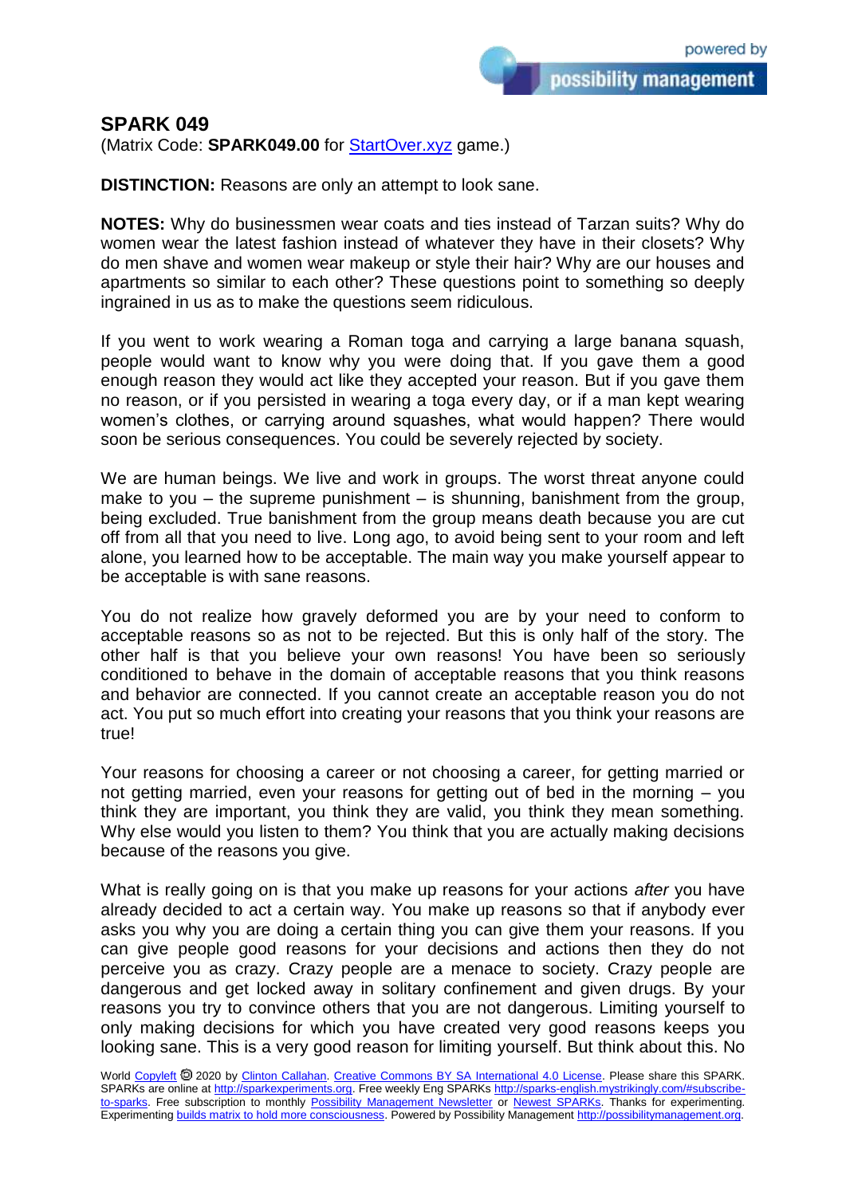## SPARK 049

(Matrix Code: **SPARK049.00** for StartOver.xyz game.)

**DISTINCTION:** Reasons are only an attempt to look sane.

**NOTES:** Why do businessmen wear coats and ties instead of Tarzan suits? Why do women wear the latest fashion instead of whatever they have in their closets? Why do men shave and women wear makeup or style their hair? Why are our houses and apartments so similar to each other? These questions point to something so deeply ingrained in us as to make the questions seem ridiculous.

If you went to work wearing a Roman toga and carrying a large banana squash, people would want to know why you were doing that. If you gave them a good enough reason they would act like they accepted your reason. But if you gave them no reason, or if you persisted in wearing a toga every day, or if a man kept wearing women's clothes, or carrying around squashes, what would happen? There would soon be serious consequences. You could be severely rejected by society.

We are human beings. We live and work in groups. The worst threat anyone could make to you – the supreme punishment – is shunning, banishment from the group, being excluded. True banishment from the group means death because you are cut off from all that you need to live. Long ago, to avoid being sent to your room and left alone, you learned how to be acceptable. The main way you make yourself appear to be acceptable is with sane reasons.

You do not realize how gravely deformed you are by your need to conform to acceptable reasons so as not to be rejected. But this is only half of the story. The other half is that you believe your own reasons! You have been so seriously conditioned to behave in the domain of acceptable reasons that you think reasons and behavior are connected. If you cannot create an acceptable reason you do not act. You put so much effort into creating your reasons that you think your reasons are true!

Your reasons for choosing a career or not choosing a career, for getting married or not getting married, even your reasons for getting out of bed in the morning – you think they are important, you think they are valid, you think they mean something. Why else would you listen to them? You think that you are actually making decisions because of the reasons you give.

What is really going on is that you make up reasons for your actions *after* you have already decided to act a certain way. You make up reasons so that if anybody ever asks you why you are doing a certain thing you can give them your reasons. If you can give people good reasons for your decisions and actions then they do not perceive you as crazy. Crazy people are a menace to society. Crazy people are dangerous and get locked away in solitary confinement and given drugs. By your reasons you try to convince others that you are not dangerous. Limiting yourself to only making decisions for which you have created very good reasons keeps you looking sane. This is a very good reason for limiting yourself. But think about this. No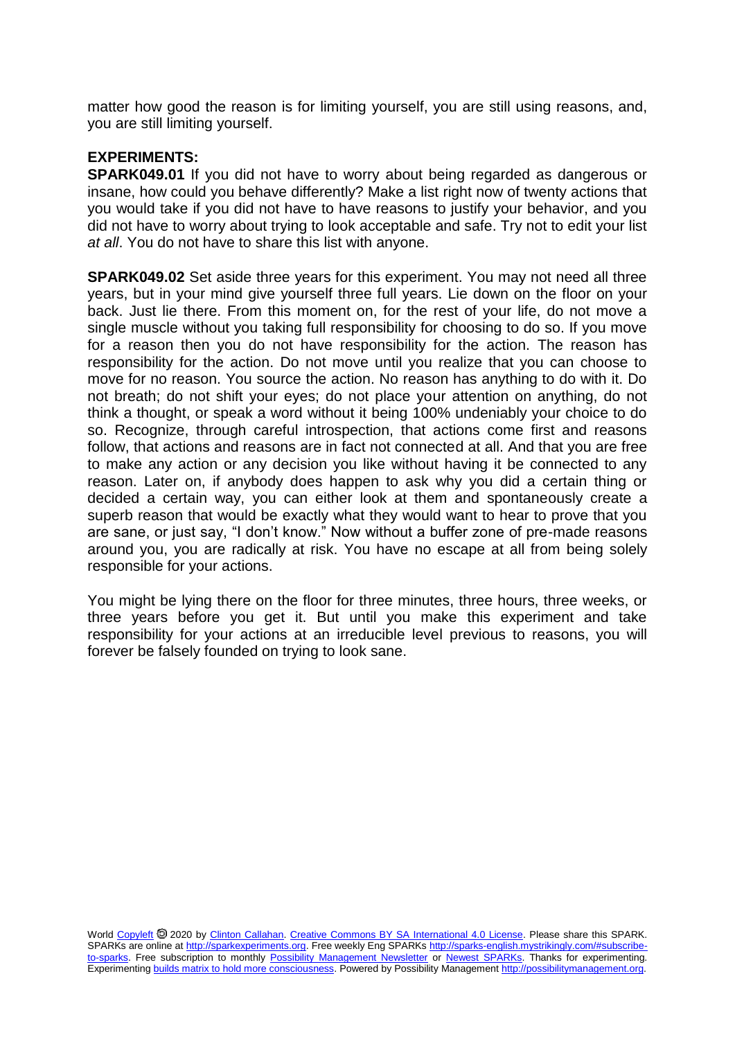matter how good the reason is for limiting yourself, you are still using reasons, and, you are still limiting yourself.

**EXPERIMENTS:**

**SPARK049.01** If you did not have to worry about being regarded as dangerous or insane, how could you behave differently? Make a list right now of twenty actions that you would take if you did not have to have reasons to justify your behavior, and you did not have to worry about trying to look acceptable and safe. Try not to edit your list *at all*. You do not have to share this list with anyone.

**SPARK049.02** Set aside three years for this experiment. You may not need all three years, but in your mind give yourself three full years. Lie down on the floor on your back. Just lie there. From this moment on, for the rest of your life, do not move a single muscle without you taking full responsibility for choosing to do so. If you move for a reason then you do not have responsibility for the action. The reason has responsibility for the action. Do not move until you realize that you can choose to move for no reason. You source the action. No reason has anything to do with it. Do not breath; do not shift your eyes; do not place your attention on anything, do not think a thought, or speak a word without it being 100% undeniably your choice to do so. Recognize, through careful introspection, that actions come first and reasons follow, that actions and reasons are in fact not connected at all. And that you are free to make any action or any decision you like without having it be connected to any reason. Later on, if anybody does happen to ask why you did a certain thing or decided a certain way, you can either look at them and spontaneously create a superb reason that would be exactly what they would want to hear to prove that you are sane, or just say, "I don't know." Now without a buffer zone of pre-made reasons around you, you are radically at risk. You have no escape at all from being solely responsible for your actions.

You might be lying there on the floor for three minutes, three hours, three weeks, or three years before you get it. But until you make this experiment and take responsibility for your actions at an irreducible level previous to reasons, you will forever be falsely founded on trying to look sane.

World Copyleft 🄯 2020 by Clinton Callahan. Creative Commons BY SA International 4.0 License. Please share this SPARK. SPARKs are online at http://sparkexperiments.org. Free weekly Eng SPARKs http://sparks-english.mystrikingly.com/#subscribe-to-sparks. Free subscription to monthly Possibility Management Newsletter or Newest SPARKs. Thanks for experimenting. Experimenting builds matrix to hold more consciousness. Powered by Possibility Management http://possibilitymanagement.org.